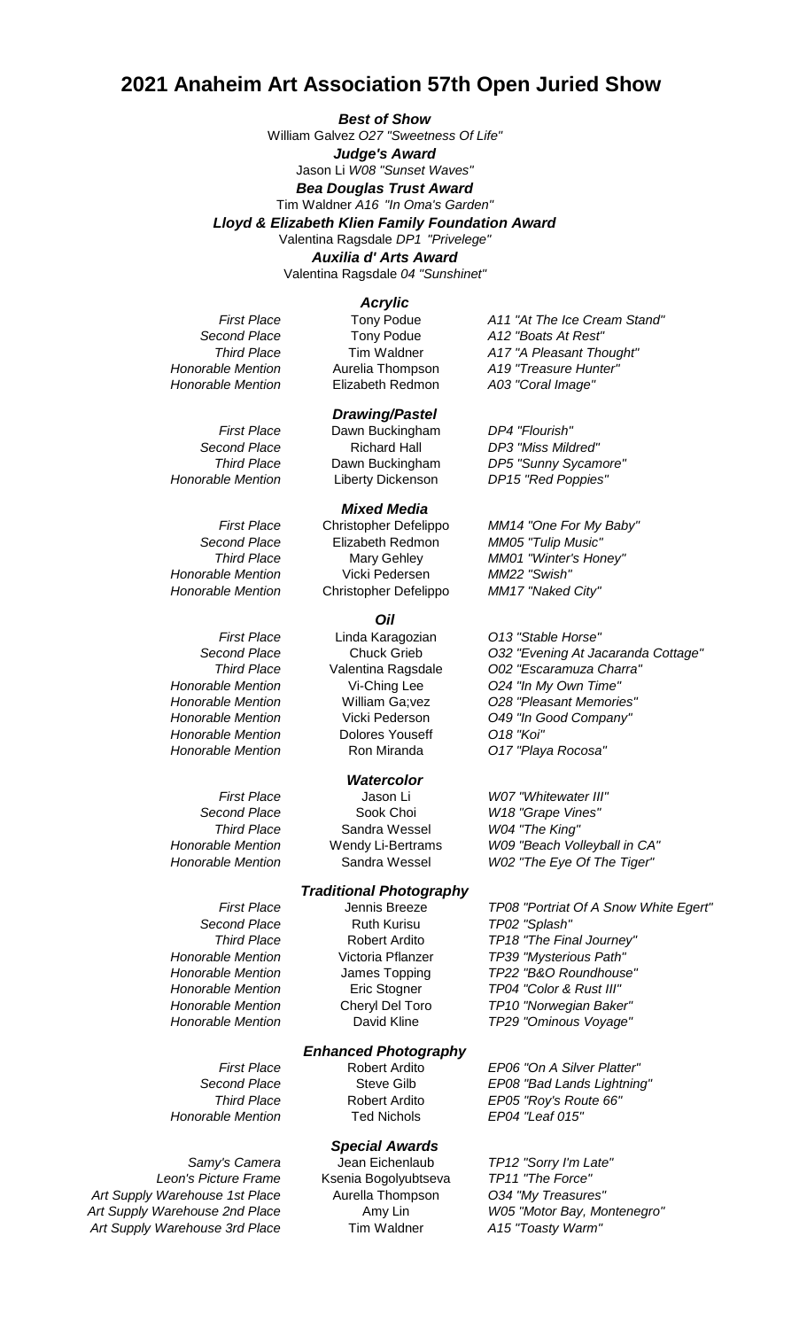# 2021 Anaheim Art Association 57th Open Juried Show

***Best of Show***
William Galvez *O27 "Sweetness Of Life"*

***Judge's Award***
Jason Li *W08 "Sunset Waves"*

***Bea Douglas Trust Award***
Tim Waldner *A16 "In Oma's Garden"*

***Lloyd & Elizabeth Klien Family Foundation Award***
Valentina Ragsdale *DP1 "Privelege"*

***Auxilia d' Arts Award***
Valentina Ragsdale *04 "Sunshinet"*

### *Acrylic*

| | | |
|---|---|---|
| *First Place* | Tony Podue | *A11 "At The Ice Cream Stand"* |
| *Second Place* | Tony Podue | *A12 "Boats At Rest"* |
| *Third Place* | Tim Waldner | *A17 "A Pleasant Thought"* |
| *Honorable Mention* | Aurelia Thompson | *A19 "Treasure Hunter"* |
| *Honorable Mention* | Elizabeth Redmon | *A03 "Coral Image"* |

### *Drawing/Pastel*

| | | |
|---|---|---|
| *First Place* | Dawn Buckingham | *DP4 "Flourish"* |
| *Second Place* | Richard Hall | *DP3 "Miss Mildred"* |
| *Third Place* | Dawn Buckingham | *DP5 "Sunny Sycamore"* |
| *Honorable Mention* | Liberty Dickenson | *DP15 "Red Poppies"* |

### *Mixed Media*

| | | |
|---|---|---|
| *First Place* | Christopher Defelippo | *MM14 "One For My Baby"* |
| *Second Place* | Elizabeth Redmon | *MM05 "Tulip Music"* |
| *Third Place* | Mary Gehley | *MM01 "Winter's Honey"* |
| *Honorable Mention* | Vicki Pedersen | *MM22 "Swish"* |
| *Honorable Mention* | Christopher Defelippo | *MM17 "Naked City"* |

### *Oil*

| | | |
|---|---|---|
| *First Place* | Linda Karagozian | *O13 "Stable Horse"* |
| *Second Place* | Chuck Grieb | *O32 "Evening At Jacaranda Cottage"* |
| *Third Place* | Valentina Ragsdale | *O02 "Escaramuza Charra"* |
| *Honorable Mention* | Vi-Ching Lee | *O24 "In My Own Time"* |
| *Honorable Mention* | William Ga;vez | *O28 "Pleasant Memories"* |
| *Honorable Mention* | Vicki Pederson | *O49 "In Good Company"* |
| *Honorable Mention* | Dolores Youseff | *O18 "Koi"* |
| *Honorable Mention* | Ron Miranda | *O17 "Playa Rocosa"* |

### *Watercolor*

| | | |
|---|---|---|
| *First Place* | Jason Li | *W07 "Whitewater III"* |
| *Second Place* | Sook Choi | *W18 "Grape Vines"* |
| *Third Place* | Sandra Wessel | *W04 "The King"* |
| *Honorable Mention* | Wendy Li-Bertrams | *W09 "Beach Volleyball in CA"* |
| *Honorable Mention* | Sandra Wessel | *W02 "The Eye Of The Tiger"* |

### *Traditional Photography*

| | | |
|---|---|---|
| *First Place* | Jennis Breeze | *TP08 "Portriat Of A Snow White Egert"* |
| *Second Place* | Ruth Kurisu | *TP02 "Splash"* |
| *Third Place* | Robert Ardito | *TP18 "The Final Journey"* |
| *Honorable Mention* | Victoria Pflanzer | *TP39 "Mysterious Path"* |
| *Honorable Mention* | James Topping | *TP22 "B&O Roundhouse"* |
| *Honorable Mention* | Eric Stogner | *TP04 "Color & Rust III"* |
| *Honorable Mention* | Cheryl Del Toro | *TP10 "Norwegian Baker"* |
| *Honorable Mention* | David Kline | *TP29 "Ominous Voyage"* |

### *Enhanced Photography*

| | | |
|---|---|---|
| *First Place* | Robert Ardito | *EP06 "On A Silver Platter"* |
| *Second Place* | Steve Gilb | *EP08 "Bad Lands Lightning"* |
| *Third Place* | Robert Ardito | *EP05 "Roy's Route 66"* |
| *Honorable Mention* | Ted Nichols | *EP04 "Leaf 015"* |

### *Special Awards*

| | | |
|---|---|---|
| *Samy's Camera* | Jean Eichenlaub | *TP12 "Sorry I'm Late"* |
| *Leon's Picture Frame* | Ksenia Bogolyubtseva | *TP11 "The Force"* |
| *Art Supply Warehouse 1st Place* | Aurella Thompson | *O34 "My Treasures"* |
| *Art Supply Warehouse 2nd Place* | Amy Lin | *W05 "Motor Bay, Montenegro"* |
| *Art Supply Warehouse 3rd Place* | Tim Waldner | *A15 "Toasty Warm"* |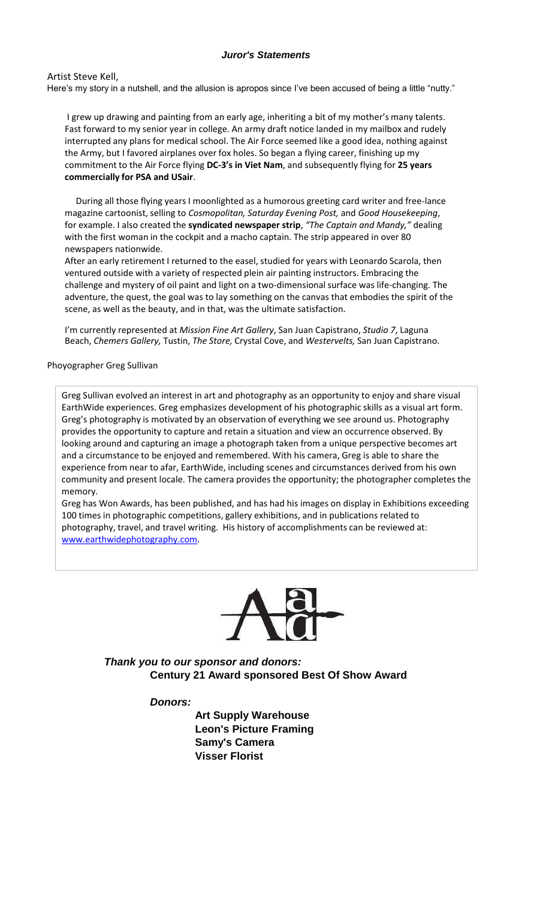## *Juror's Statements*

Artist Steve Kell,

Here's my story in a nutshell, and the allusion is apropos since I've been accused of being a little "nutty."

I grew up drawing and painting from an early age, inheriting a bit of my mother's many talents. Fast forward to my senior year in college. An army draft notice landed in my mailbox and rudely interrupted any plans for medical school. The Air Force seemed like a good idea, nothing against the Army, but I favored airplanes over fox holes. So began a flying career, finishing up my commitment to the Air Force flying **DC-3's in Viet Nam**, and subsequently flying for **25 years commercially for PSA and USair**.

During all those flying years I moonlighted as a humorous greeting card writer and free-lance magazine cartoonist, selling to *Cosmopolitan, Saturday Evening Post,* and *Good Housekeeping*, for example. I also created the **syndicated newspaper strip**, *"The Captain and Mandy,"* dealing with the first woman in the cockpit and a macho captain. The strip appeared in over 80 newspapers nationwide.

After an early retirement I returned to the easel, studied for years with Leonardo Scarola, then ventured outside with a variety of respected plein air painting instructors. Embracing the challenge and mystery of oil paint and light on a two-dimensional surface was life-changing. The adventure, the quest, the goal was to lay something on the canvas that embodies the spirit of the scene, as well as the beauty, and in that, was the ultimate satisfaction.

I'm currently represented at *Mission Fine Art Gallery*, San Juan Capistrano, *Studio 7*, Laguna Beach, *Chemers Gallery,* Tustin, *The Store,* Crystal Cove, and *Westervelts,* San Juan Capistrano.

Phoyographer Greg Sullivan

Greg Sullivan evolved an interest in art and photography as an opportunity to enjoy and share visual EarthWide experiences. Greg emphasizes development of his photographic skills as a visual art form. Greg's photography is motivated by an observation of everything we see around us. Photography provides the opportunity to capture and retain a situation and view an occurrence observed. By looking around and capturing an image a photograph taken from a unique perspective becomes art and a circumstance to be enjoyed and remembered. With his camera, Greg is able to share the experience from near to afar, EarthWide, including scenes and circumstances derived from his own community and present locale. The camera provides the opportunity; the photographer completes the memory.

Greg has Won Awards, has been published, and has had his images on display in Exhibitions exceeding 100 times in photographic competitions, gallery exhibitions, and in publications related to photography, travel, and travel writing. His history of accomplishments can be reviewed at: www.earthwidephotography.com.

***Thank you to our sponsor and donors:***

**Century 21 Award sponsored Best Of Show Award**

***Donors:***

**Art Supply Warehouse**
**Leon's Picture Framing**
**Samy's Camera**
**Visser Florist**